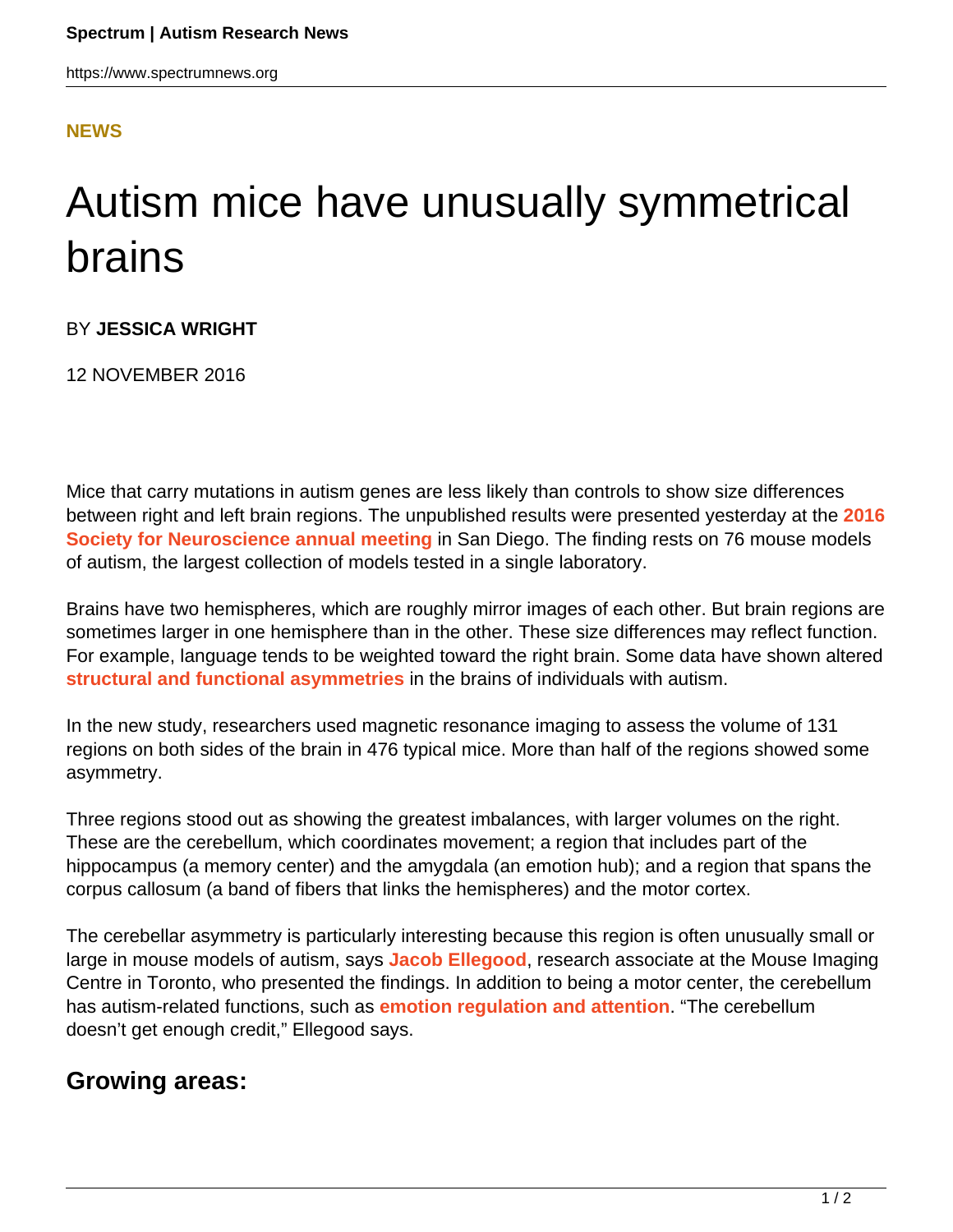**NEWS**

# Autism mice have unusually symmetrical brains

BY **JESSICA WRIGHT**

12 NOVEMBER 2016

Mice that carry mutations in autism genes are less likely than controls to show size differences between right and left brain regions. The unpublished results were presented yesterday at the **2016 Society for Neuroscience annual meeting** in San Diego. The finding rests on 76 mouse models of autism, the largest collection of models tested in a single laboratory.

Brains have two hemispheres, which are roughly mirror images of each other. But brain regions are sometimes larger in one hemisphere than in the other. These size differences may reflect function. For example, language tends to be weighted toward the right brain. Some data have shown altered **structural and functional asymmetries** in the brains of individuals with autism.

In the new study, researchers used magnetic resonance imaging to assess the volume of 131 regions on both sides of the brain in 476 typical mice. More than half of the regions showed some asymmetry.

Three regions stood out as showing the greatest imbalances, with larger volumes on the right. These are the cerebellum, which coordinates movement; a region that includes part of the hippocampus (a memory center) and the amygdala (an emotion hub); and a region that spans the corpus callosum (a band of fibers that links the hemispheres) and the motor cortex.

The cerebellar asymmetry is particularly interesting because this region is often unusually small or large in mouse models of autism, says **Jacob Ellegood**, research associate at the Mouse Imaging Centre in Toronto, who presented the findings. In addition to being a motor center, the cerebellum has autism-related functions, such as **emotion regulation and attention**. "The cerebellum doesn't get enough credit," Ellegood says.

## Growing areas: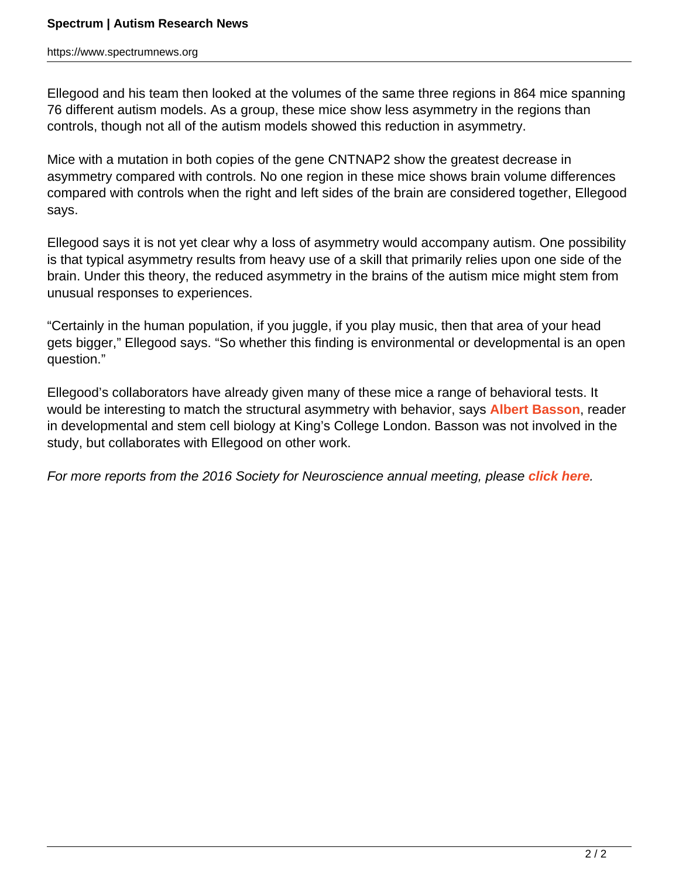Ellegood and his team then looked at the volumes of the same three regions in 864 mice spanning 76 different autism models. As a group, these mice show less asymmetry in the regions than controls, though not all of the autism models showed this reduction in asymmetry.

Mice with a mutation in both copies of the gene CNTNAP2 show the greatest decrease in asymmetry compared with controls. No one region in these mice shows brain volume differences compared with controls when the right and left sides of the brain are considered together, Ellegood says.

Ellegood says it is not yet clear why a loss of asymmetry would accompany autism. One possibility is that typical asymmetry results from heavy use of a skill that primarily relies upon one side of the brain. Under this theory, the reduced asymmetry in the brains of the autism mice might stem from unusual responses to experiences.

"Certainly in the human population, if you juggle, if you play music, then that area of your head gets bigger," Ellegood says. "So whether this finding is environmental or developmental is an open question."

Ellegood's collaborators have already given many of these mice a range of behavioral tests. It would be interesting to match the structural asymmetry with behavior, says **Albert Basson**, reader in developmental and stem cell biology at King's College London. Basson was not involved in the study, but collaborates with Ellegood on other work.

*For more reports from the 2016 Society for Neuroscience annual meeting, please* ***click here.***